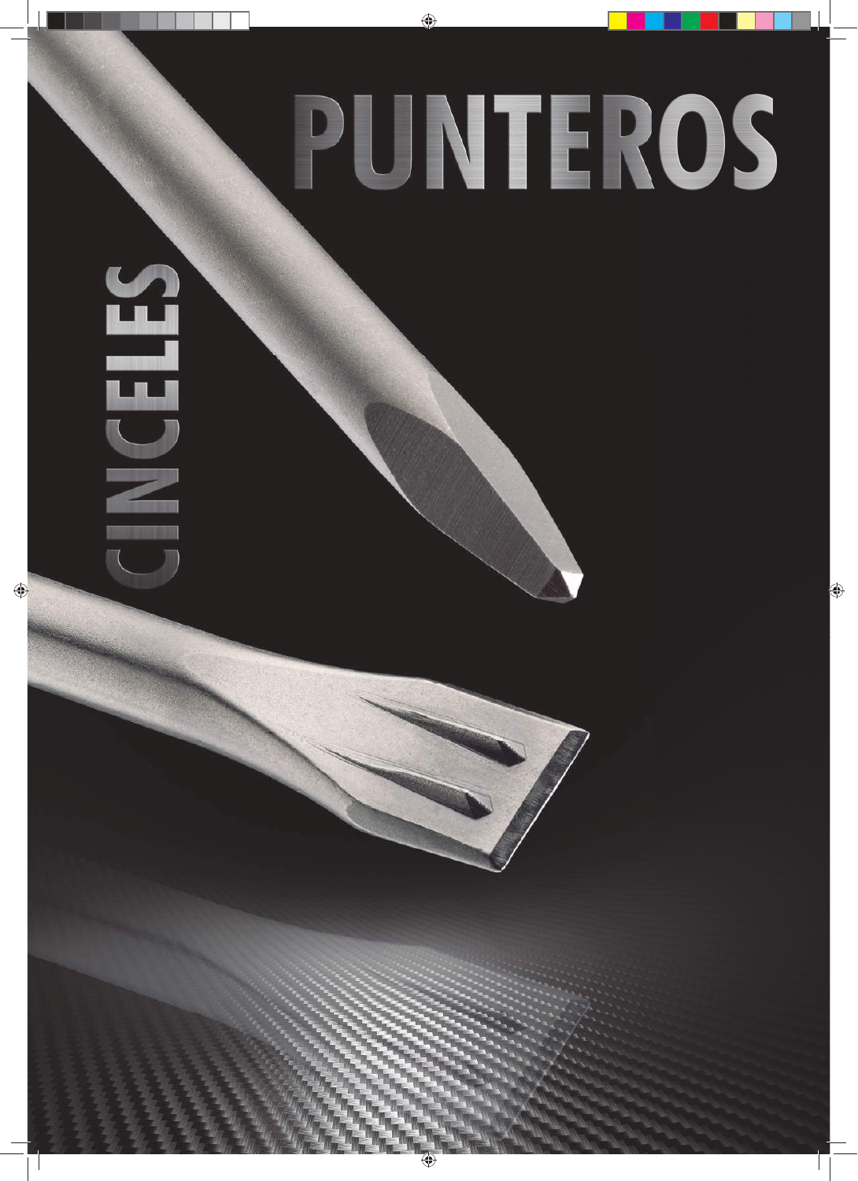# PUNTEROS

# CINCELES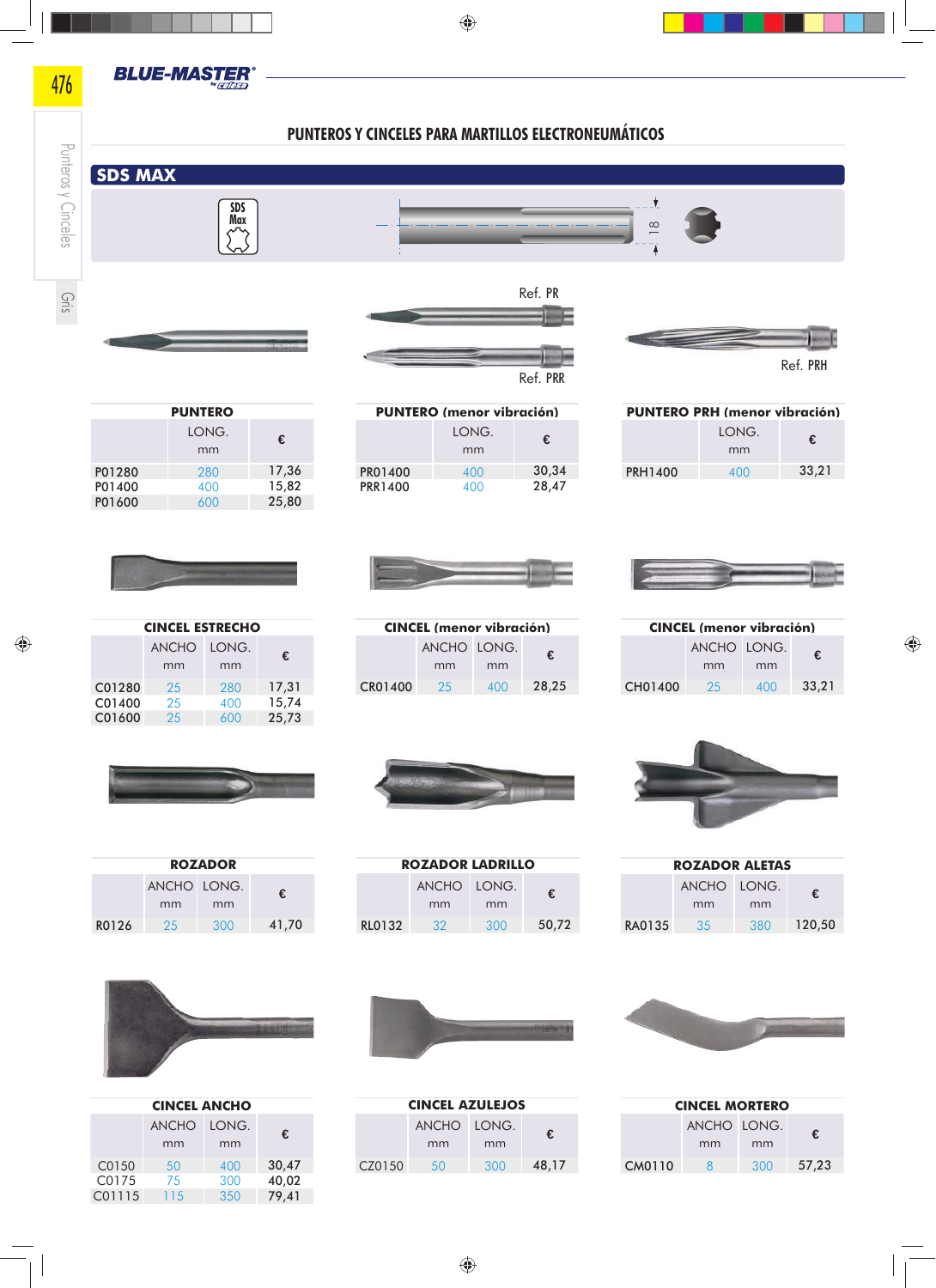# PUNTEROS Y CINCELES PARA MARTILLOS ELECTRONEUMÁTICOS

## SDS MAX

SDS Max

18

Ref. PR

Ref. PRR

Ref. PRH

### PUNTERO

| | LONG. mm | € |
|---|---|---|
| P01280 | 280 | 17,36 |
| P01400 | 400 | 15,82 |
| P01600 | 600 | 25,80 |

### PUNTERO (menor vibración)

| | LONG. mm | € |
|---|---|---|
| PR01400 | 400 | 30,34 |
| PRR1400 | 400 | 28,47 |

### PUNTERO PRH (menor vibración)

| | LONG. mm | € |
|---|---|---|
| PRH1400 | 400 | 33,21 |

### CINCEL ESTRECHO

| | ANCHO mm | LONG. mm | € |
|---|---|---|---|
| C01280 | 25 | 280 | 17,31 |
| C01400 | 25 | 400 | 15,74 |
| C01600 | 25 | 600 | 25,73 |

### CINCEL (menor vibración)

| | ANCHO mm | LONG. mm | € |
|---|---|---|---|
| CR01400 | 25 | 400 | 28,25 |

### CINCEL (menor vibración)

| | ANCHO mm | LONG. mm | € |
|---|---|---|---|
| CH01400 | 25 | 400 | 33,21 |

### ROZADOR

| | ANCHO mm | LONG. mm | € |
|---|---|---|---|
| R0126 | 25 | 300 | 41,70 |

### ROZADOR LADRILLO

| | ANCHO mm | LONG. mm | € |
|---|---|---|---|
| RL0132 | 32 | 300 | 50,72 |

### ROZADOR ALETAS

| | ANCHO mm | LONG. mm | € |
|---|---|---|---|
| RA0135 | 35 | 380 | 120,50 |

### CINCEL ANCHO

| | ANCHO mm | LONG. mm | € |
|---|---|---|---|
| C0150 | 50 | 400 | 30,47 |
| C0175 | 75 | 300 | 40,02 |
| C01115 | 115 | 350 | 79,41 |

### CINCEL AZULEJOS

| | ANCHO mm | LONG. mm | € |
|---|---|---|---|
| CZ0150 | 50 | 300 | 48,17 |

### CINCEL MORTERO

| | ANCHO mm | LONG. mm | € |
|---|---|---|---|
| CM0110 | 8 | 300 | 57,23 |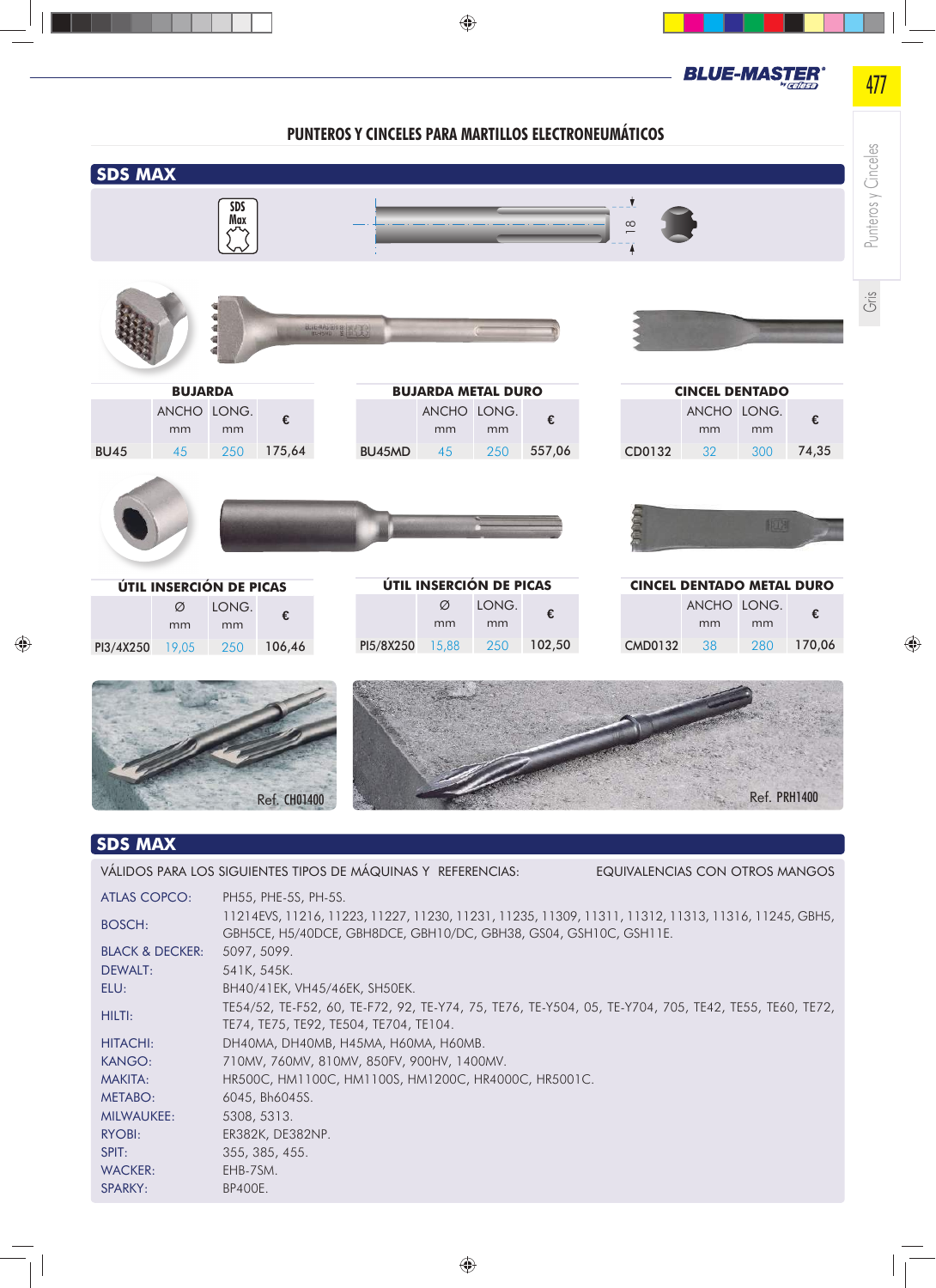## PUNTEROS Y CINCELES PARA MARTILLOS ELECTRONEUMÁTICOS

## SDS MAX

### BUJARDA

| | ANCHO mm | LONG. mm | € |
|---|---|---|---|
| BU45 | 45 | 250 | 175,64 |

### BUJARDA METAL DURO

| | ANCHO mm | LONG. mm | € |
|---|---|---|---|
| BU45MD | 45 | 250 | 557,06 |

### CINCEL DENTADO

| | ANCHO mm | LONG. mm | € |
|---|---|---|---|
| CD0132 | 32 | 300 | 74,35 |

### ÚTIL INSERCIÓN DE PICAS

| | Ø mm | LONG. mm | € |
|---|---|---|---|
| PI3/4X250 | 19,05 | 250 | 106,46 |

### ÚTIL INSERCIÓN DE PICAS

| | Ø mm | LONG. mm | € |
|---|---|---|---|
| PI5/8X250 | 15,88 | 250 | 102,50 |

### CINCEL DENTADO METAL DURO

| | ANCHO mm | LONG. mm | € |
|---|---|---|---|
| CMD0132 | 38 | 280 | 170,06 |

Ref. CH01400

Ref. PRH1400

## SDS MAX

VÁLIDOS PARA LOS SIGUIENTES TIPOS DE MÁQUINAS Y REFERENCIAS: EQUIVALENCIAS CON OTROS MANGOS

| | |
|---|---|
| ATLAS COPCO: | PH55, PHE-5S, PH-5S. |
| BOSCH: | 11214EVS, 11216, 11223, 11227, 11230, 11231, 11235, 11309, 11311, 11312, 11313, 11316, 11245, GBH5, GBH5CE, H5/40DCE, GBH8DCE, GBH10/DC, GBH38, GS04, GSH10C, GSH11E. |
| BLACK & DECKER: | 5097, 5099. |
| DEWALT: | 541K, 545K. |
| ELU: | BH40/41EK, VH45/46EK, SH50EK. |
| HILTI: | TE54/52, TE-F52, 60, TE-F72, 92, TE-Y74, 75, TE76, TE-Y504, 05, TE-Y704, 705, TE42, TE55, TE60, TE72, TE74, TE75, TE92, TE504, TE704, TE104. |
| HITACHI: | DH40MA, DH40MB, H45MA, H60MA, H60MB. |
| KANGO: | 710MV, 760MV, 810MV, 850FV, 900HV, 1400MV. |
| MAKITA: | HR500C, HM1100C, HM1100S, HM1200C, HR4000C, HR5001C. |
| METABO: | 6045, Bh6045S. |
| MILWAUKEE: | 5308, 5313. |
| RYOBI: | ER382K, DE382NP. |
| SPIT: | 355, 385, 455. |
| WACKER: | EHB-7SM. |
| SPARKY: | BP400E. |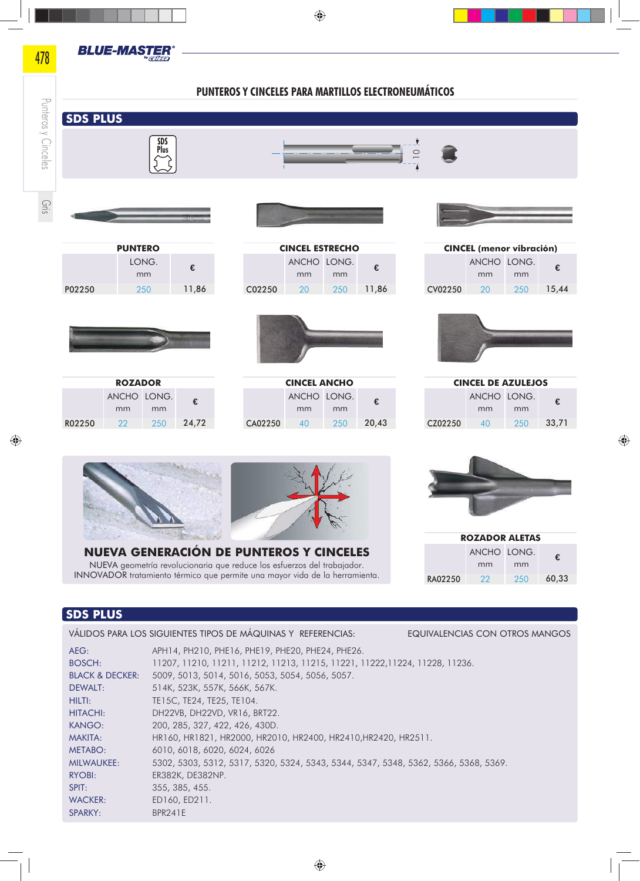## PUNTEROS Y CINCELES PARA MARTILLOS ELECTRONEUMÁTICOS

### SDS PLUS

SDS Plus

10

#### PUNTERO

| | LONG. mm | € |
|---|---|---|
| P02250 | 250 | 11,86 |

#### CINCEL ESTRECHO

| | ANCHO mm | LONG. mm | € |
|---|---|---|---|
| C02250 | 20 | 250 | 11,86 |

#### CINCEL (menor vibración)

| | ANCHO mm | LONG. mm | € |
|---|---|---|---|
| CV02250 | 20 | 250 | 15,44 |

#### ROZADOR

| | ANCHO mm | LONG. mm | € |
|---|---|---|---|
| R02250 | 22 | 250 | 24,72 |

#### CINCEL ANCHO

| | ANCHO mm | LONG. mm | € |
|---|---|---|---|
| CA02250 | 40 | 250 | 20,43 |

#### CINCEL DE AZULEJOS

| | ANCHO mm | LONG. mm | € |
|---|---|---|---|
| CZ02250 | 40 | 250 | 33,71 |

#### NUEVA GENERACIÓN DE PUNTEROS Y CINCELES

NUEVA geometría revolucionaria que reduce los esfuerzos del trabajador.
INNOVADOR tratamiento térmico que permite una mayor vida de la herramienta.

#### ROZADOR ALETAS

| | ANCHO mm | LONG. mm | € |
|---|---|---|---|
| RA02250 | 22 | 250 | 60,33 |

### SDS PLUS

VÁLIDOS PARA LOS SIGUIENTES TIPOS DE MÁQUINAS Y REFERENCIAS: EQUIVALENCIAS CON OTROS MANGOS

| | |
|---|---|
| AEG: | APH14, PH210, PHE16, PHE19, PHE20, PHE24, PHE26. |
| BOSCH: | 11207, 11210, 11211, 11212, 11213, 11215, 11221, 11222,11224, 11228, 11236. |
| BLACK & DECKER: | 5009, 5013, 5014, 5016, 5053, 5054, 5056, 5057. |
| DEWALT: | 514K, 523K, 557K, 566K, 567K. |
| HILTI: | TE15C, TE24, TE25, TE104. |
| HITACHI: | DH22VB, DH22VD, VR16, BRT22. |
| KANGO: | 200, 285, 327, 422, 426, 430D. |
| MAKITA: | HR160, HR1821, HR2000, HR2010, HR2400, HR2410,HR2420, HR2511. |
| METABO: | 6010, 6018, 6020, 6024, 6026 |
| MILWAUKEE: | 5302, 5303, 5312, 5317, 5320, 5324, 5343, 5344, 5347, 5348, 5362, 5366, 5368, 5369. |
| RYOBI: | ER382K, DE382NP. |
| SPIT: | 355, 385, 455. |
| WACKER: | ED160, ED211. |
| SPARKY: | BPR241E |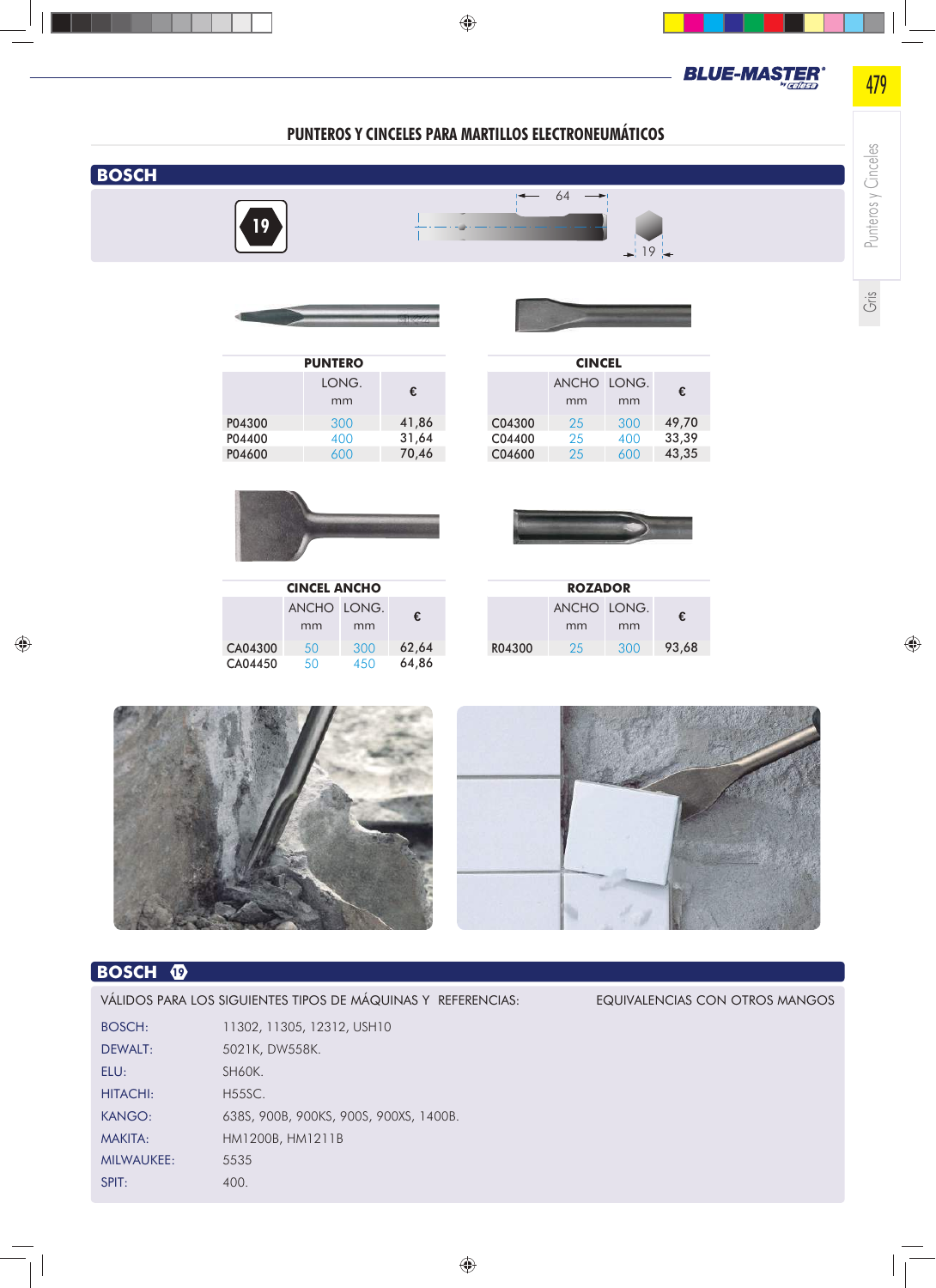## PUNTEROS Y CINCELES PARA MARTILLOS ELECTRONEUMÁTICOS

## BOSCH

19

64

19

### PUNTERO

| | LONG. mm | € |
|---|---|---|
| P04300 | 300 | 41,86 |
| P04400 | 400 | 31,64 |
| P04600 | 600 | 70,46 |

### CINCEL

| | ANCHO mm | LONG. mm | € |
|---|---|---|---|
| C04300 | 25 | 300 | 49,70 |
| C04400 | 25 | 400 | 33,39 |
| C04600 | 25 | 600 | 43,35 |

### CINCEL ANCHO

| | ANCHO mm | LONG. mm | € |
|---|---|---|---|
| CA04300 | 50 | 300 | 62,64 |
| CA04450 | 50 | 450 | 64,86 |

### ROZADOR

| | ANCHO mm | LONG. mm | € |
|---|---|---|---|
| R04300 | 25 | 300 | 93,68 |

## BOSCH 19

VÁLIDOS PARA LOS SIGUIENTES TIPOS DE MÁQUINAS Y REFERENCIAS: EQUIVALENCIAS CON OTROS MANGOS

| | |
|---|---|
| BOSCH: | 11302, 11305, 12312, USH10 |
| DEWALT: | 5021K, DW558K. |
| ELU: | SH60K. |
| HITACHI: | H55SC. |
| KANGO: | 638S, 900B, 900KS, 900S, 900XS, 1400B. |
| MAKITA: | HM1200B, HM1211B |
| MILWAUKEE: | 5535 |
| SPIT: | 400. |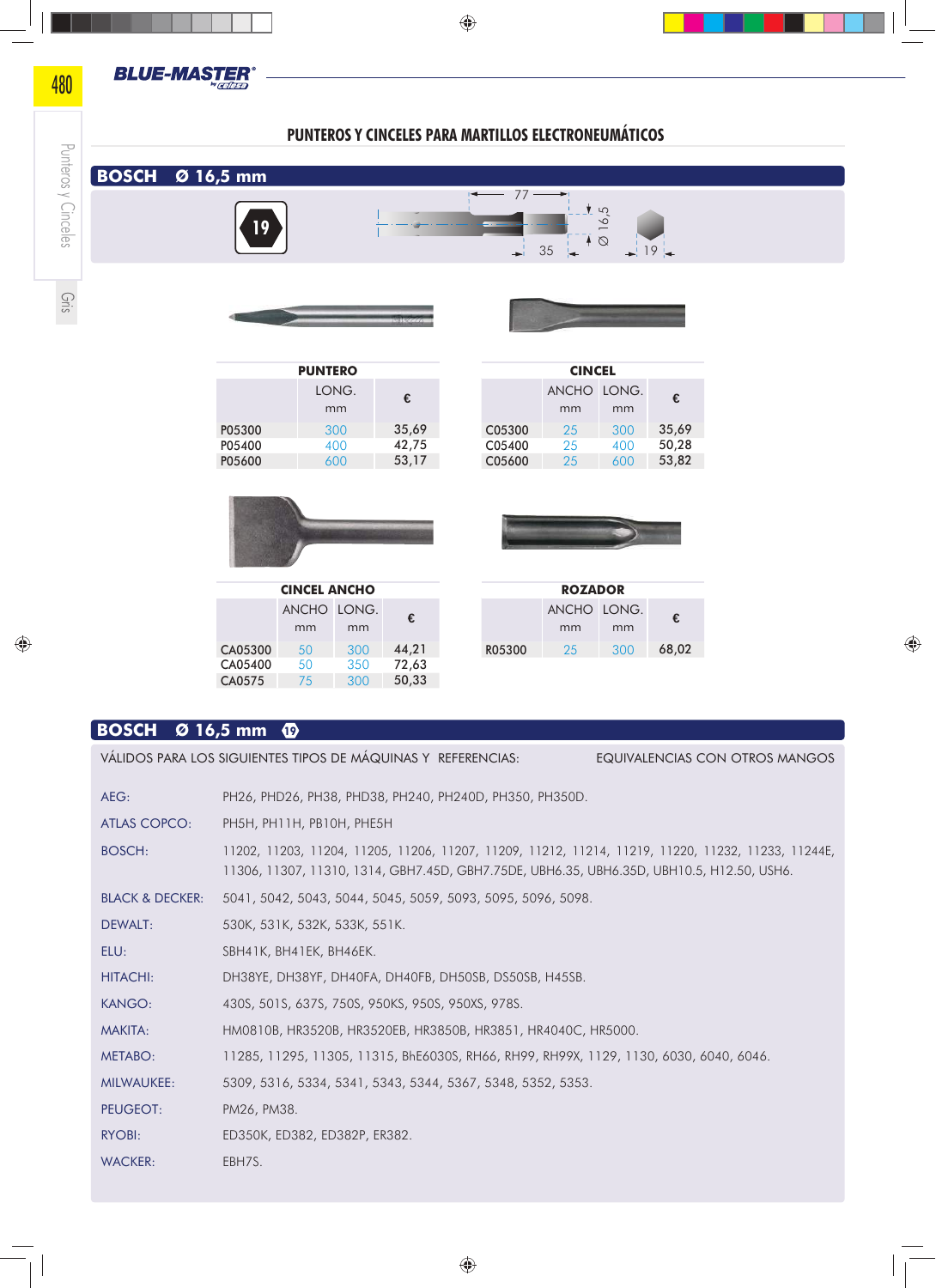## PUNTEROS Y CINCELES PARA MARTILLOS ELECTRONEUMÁTICOS

## BOSCH Ø 16,5 mm

19

77 — 35 — Ø 16,5 — 19

### PUNTERO

| | LONG. mm | € |
|---|---|---|
| P05300 | 300 | 35,69 |
| P05400 | 400 | 42,75 |
| P05600 | 600 | 53,17 |

### CINCEL

| | ANCHO mm | LONG. mm | € |
|---|---|---|---|
| C05300 | 25 | 300 | 35,69 |
| C05400 | 25 | 400 | 50,28 |
| C05600 | 25 | 600 | 53,82 |

### CINCEL ANCHO

| | ANCHO mm | LONG. mm | € |
|---|---|---|---|
| CA05300 | 50 | 300 | 44,21 |
| CA05400 | 50 | 350 | 72,63 |
| CA0575 | 75 | 300 | 50,33 |

### ROZADOR

| | ANCHO mm | LONG. mm | € |
|---|---|---|---|
| R05300 | 25 | 300 | 68,02 |

## BOSCH Ø 16,5 mm 19

VÁLIDOS PARA LOS SIGUIENTES TIPOS DE MÁQUINAS Y REFERENCIAS: EQUIVALENCIAS CON OTROS MANGOS

| | |
|---|---|
| AEG: | PH26, PHD26, PH38, PHD38, PH240, PH240D, PH350, PH350D. |
| ATLAS COPCO: | PH5H, PH11H, PB10H, PHE5H |
| BOSCH: | 11202, 11203, 11204, 11205, 11206, 11207, 11209, 11212, 11214, 11219, 11220, 11232, 11233, 11244E, 11306, 11307, 11310, 1314, GBH7.45D, GBH7.75DE, UBH6.35, UBH6.35D, UBH10.5, H12.50, USH6. |
| BLACK & DECKER: | 5041, 5042, 5043, 5044, 5045, 5059, 5093, 5095, 5096, 5098. |
| DEWALT: | 530K, 531K, 532K, 533K, 551K. |
| ELU: | SBH41K, BH41EK, BH46EK. |
| HITACHI: | DH38YE, DH38YF, DH40FA, DH40FB, DH50SB, DS50SB, H45SB. |
| KANGO: | 430S, 501S, 637S, 750S, 950KS, 950S, 950XS, 978S. |
| MAKITA: | HM0810B, HR3520B, HR3520EB, HR3850B, HR3851, HR4040C, HR5000. |
| METABO: | 11285, 11295, 11305, 11315, BhE6030S, RH66, RH99, RH99X, 1129, 1130, 6030, 6040, 6046. |
| MILWAUKEE: | 5309, 5316, 5334, 5341, 5343, 5344, 5367, 5348, 5352, 5353. |
| PEUGEOT: | PM26, PM38. |
| RYOBI: | ED350K, ED382, ED382P, ER382. |
| WACKER: | EBH7S. |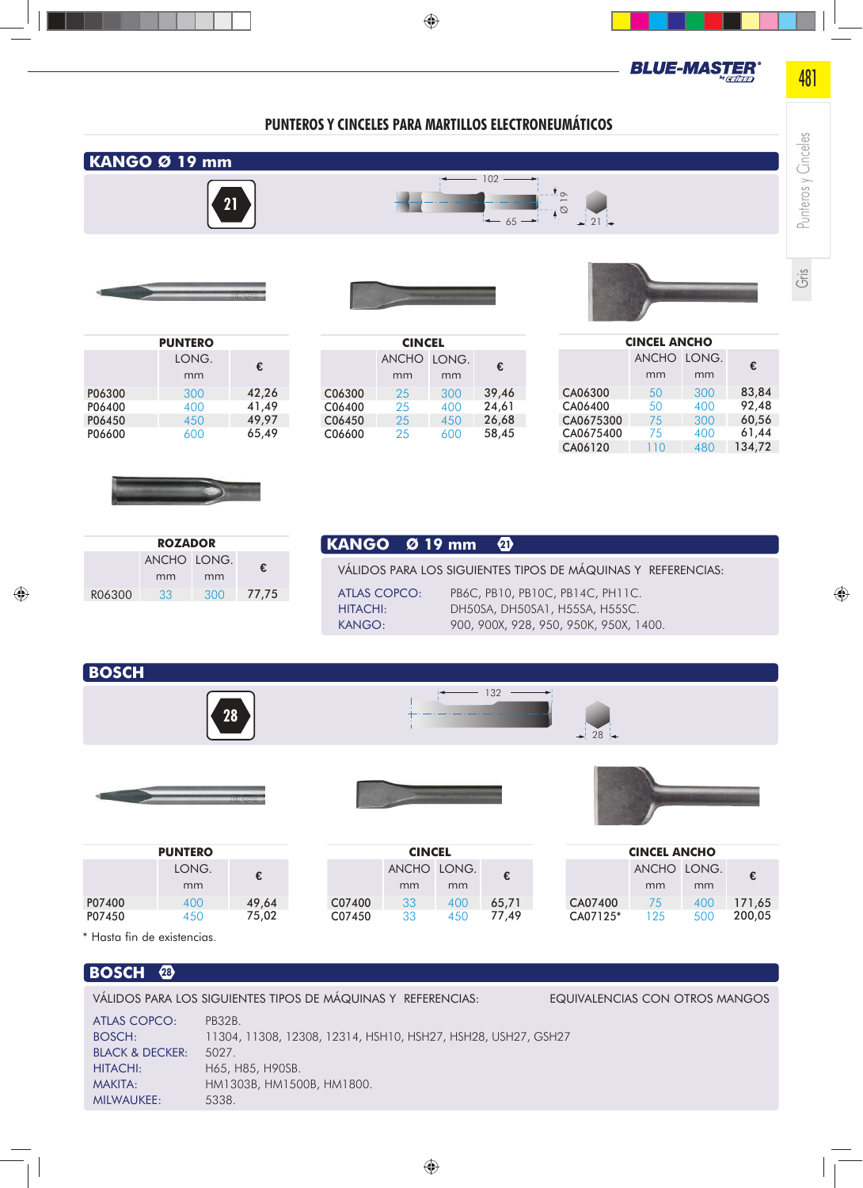# PUNTEROS Y CINCELES PARA MARTILLOS ELECTRONEUMÁTICOS

## KANGO Ø 19 mm

21

102 — 65 — Ø 19 — 21

| PUNTERO | LONG. mm | € |
|---|---|---|
| P06300 | 300 | 42,26 |
| P06400 | 400 | 41,49 |
| P06450 | 450 | 49,97 |
| P06600 | 600 | 65,49 |

| CINCEL | ANCHO mm | LONG. mm | € |
|---|---|---|---|
| C06300 | 25 | 300 | 39,46 |
| C06400 | 25 | 400 | 24,61 |
| C06450 | 25 | 450 | 26,68 |
| C06600 | 25 | 600 | 58,45 |

| CINCEL ANCHO | ANCHO mm | LONG. mm | € |
|---|---|---|---|
| CA06300 | 50 | 300 | 83,84 |
| CA06400 | 50 | 400 | 92,48 |
| CA0675300 | 75 | 300 | 60,56 |
| CA0675400 | 75 | 400 | 61,44 |
| CA06120 | 110 | 480 | 134,72 |

| ROZADOR | ANCHO mm | LONG. mm | € |
|---|---|---|---|
| R06300 | 33 | 300 | 77,75 |

## KANGO Ø 19 mm (21)

VÁLIDOS PARA LOS SIGUIENTES TIPOS DE MÁQUINAS Y REFERENCIAS:

- ATLAS COPCO: PB6C, PB10, PB10C, PB14C, PH11C.
- HITACHI: DH50SA, DH50SA1, H55SA, H55SC.
- KANGO: 900, 900X, 928, 950, 950K, 950X, 1400.

## BOSCH

28

132 — 28

| PUNTERO | LONG. mm | € |
|---|---|---|
| P07400 | 400 | 49,64 |
| P07450 | 450 | 75,02 |

| CINCEL | ANCHO mm | LONG. mm | € |
|---|---|---|---|
| C07400 | 33 | 400 | 65,71 |
| C07450 | 33 | 450 | 77,49 |

| CINCEL ANCHO | ANCHO mm | LONG. mm | € |
|---|---|---|---|
| CA07400 | 75 | 400 | 171,65 |
| CA07125* | 125 | 500 | 200,05 |

\* Hasta fin de existencias.

## BOSCH (28)

VÁLIDOS PARA LOS SIGUIENTES TIPOS DE MÁQUINAS Y REFERENCIAS: EQUIVALENCIAS CON OTROS MANGOS

- ATLAS COPCO: PB32B.
- BOSCH: 11304, 11308, 12308, 12314, HSH10, HSH27, HSH28, USH27, GSH27
- BLACK & DECKER: 5027.
- HITACHI: H65, H85, H90SB.
- MAKITA: HM1303B, HM1500B, HM1800.
- MILWAUKEE: 5338.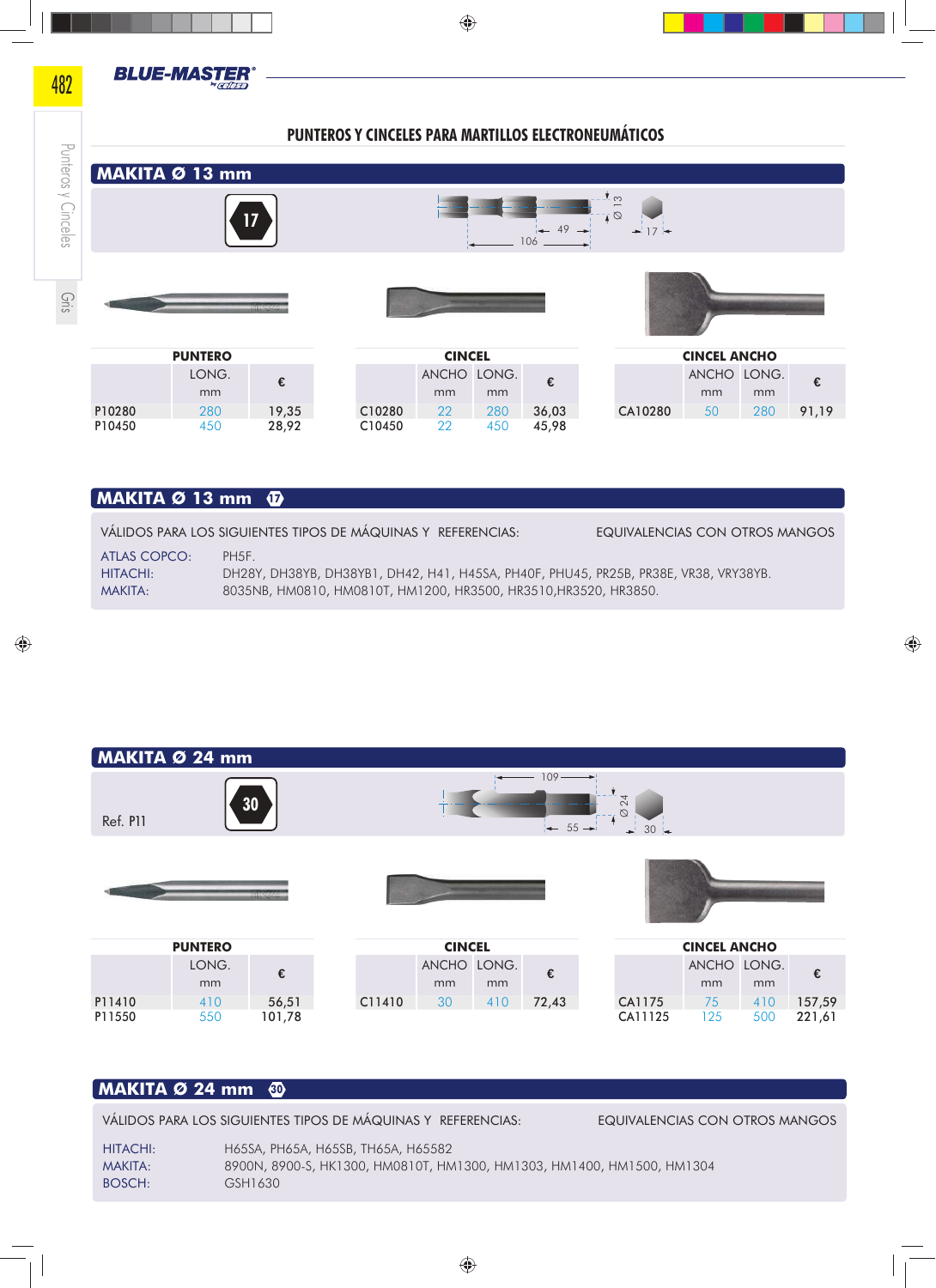BLUE-MASTER by celesa

## PUNTEROS Y CINCELES PARA MARTILLOS ELECTRONEUMÁTICOS

### MAKITA Ø 13 mm

17

Ø 13
49
106
17

| PUNTERO | LONG. mm | € |
|---|---|---|
| P10280 | 280 | 19,35 |
| P10450 | 450 | 28,92 |

| CINCEL | ANCHO mm | LONG. mm | € |
|---|---|---|---|
| C10280 | 22 | 280 | 36,03 |
| C10450 | 22 | 450 | 45,98 |

| CINCEL ANCHO | ANCHO mm | LONG. mm | € |
|---|---|---|---|
| CA10280 | 50 | 280 | 91,19 |

### MAKITA Ø 13 mm 17

VÁLIDOS PARA LOS SIGUIENTES TIPOS DE MÁQUINAS Y REFERENCIAS: EQUIVALENCIAS CON OTROS MANGOS

ATLAS COPCO: PH5F.
HITACHI: DH28Y, DH38YB, DH38YB1, DH42, H41, H45SA, PH40F, PHU45, PR25B, PR38E, VR38, VRY38YB.
MAKITA: 8035NB, HM0810, HM0810T, HM1200, HR3500, HR3510,HR3520, HR3850.

### MAKITA Ø 24 mm

Ref. P11

30

109
Ø 24
55
30

| PUNTERO | LONG. mm | € |
|---|---|---|
| P11410 | 410 | 56,51 |
| P11550 | 550 | 101,78 |

| CINCEL | ANCHO mm | LONG. mm | € |
|---|---|---|---|
| C11410 | 30 | 410 | 72,43 |

| CINCEL ANCHO | ANCHO mm | LONG. mm | € |
|---|---|---|---|
| CA1175 | 75 | 410 | 157,59 |
| CA11125 | 125 | 500 | 221,61 |

### MAKITA Ø 24 mm 30

VÁLIDOS PARA LOS SIGUIENTES TIPOS DE MÁQUINAS Y REFERENCIAS: EQUIVALENCIAS CON OTROS MANGOS

HITACHI: H65SA, PH65A, H65SB, TH65A, H65582
MAKITA: 8900N, 8900-S, HK1300, HM0810T, HM1300, HM1303, HM1400, HM1500, HM1304
BOSCH: GSH1630